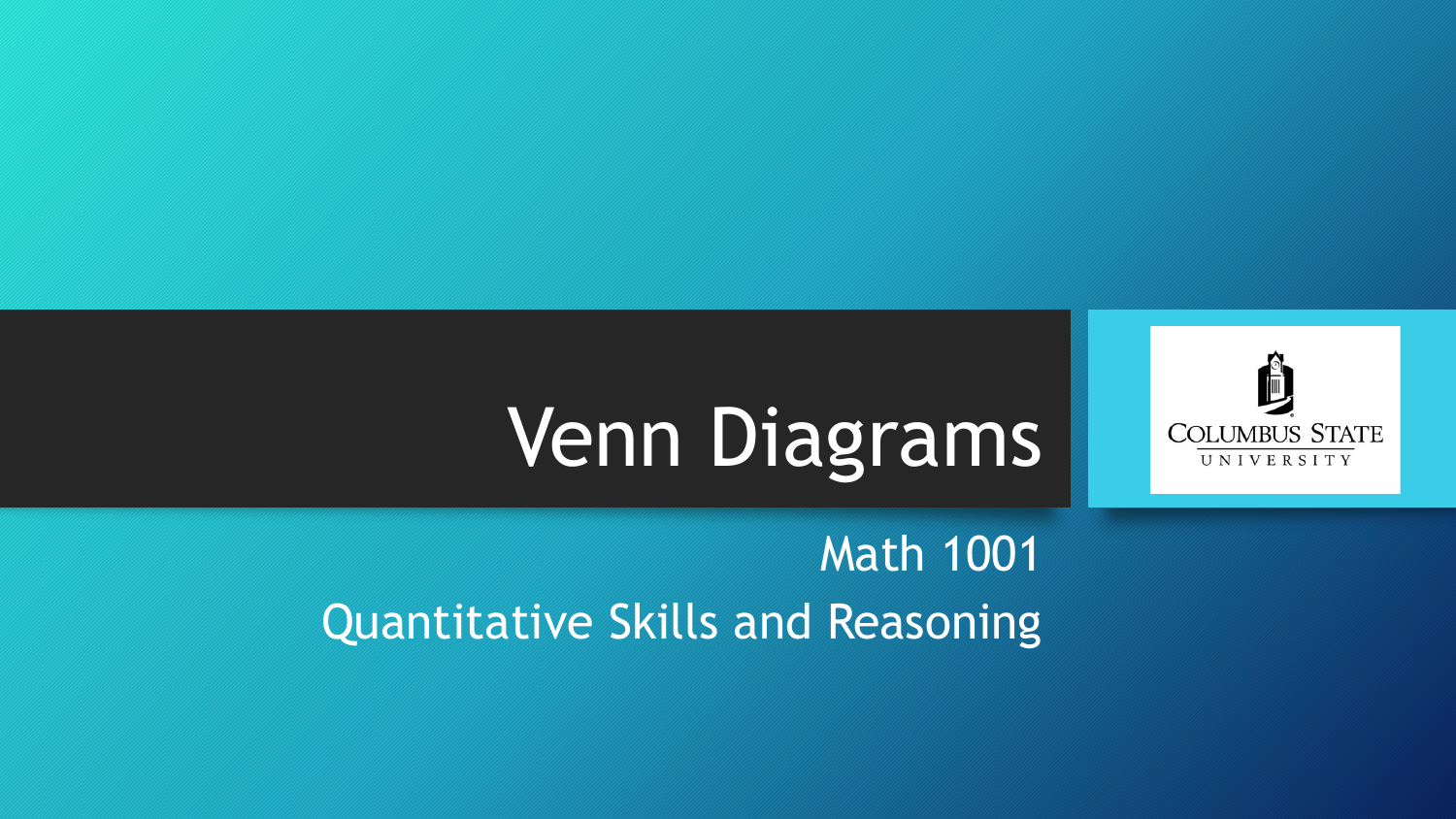# Venn Diagrams

Math 1001

Quantitative Skills and Reasoning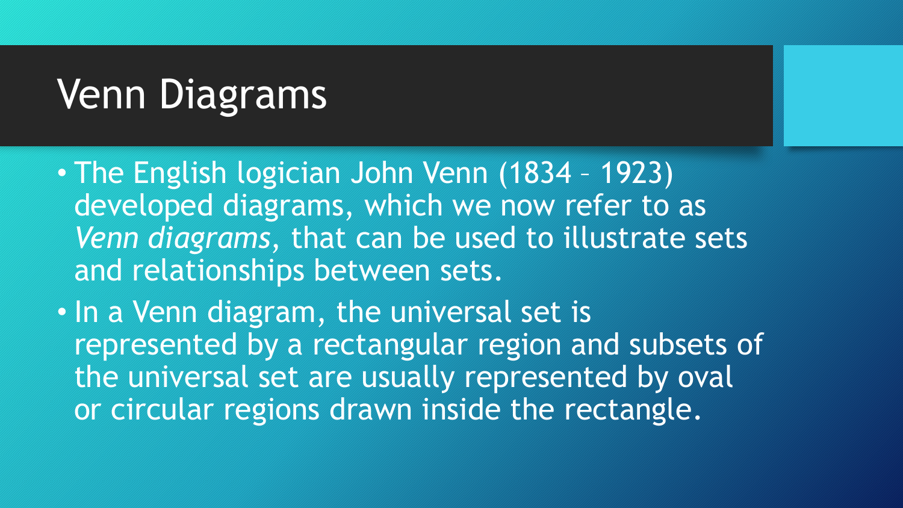# Venn Diagrams

- The English logician John Venn (1834 – 1923) developed diagrams, which we now refer to as *Venn diagrams*, that can be used to illustrate sets and relationships between sets.
- In a Venn diagram, the universal set is represented by a rectangular region and subsets of the universal set are usually represented by oval or circular regions drawn inside the rectangle.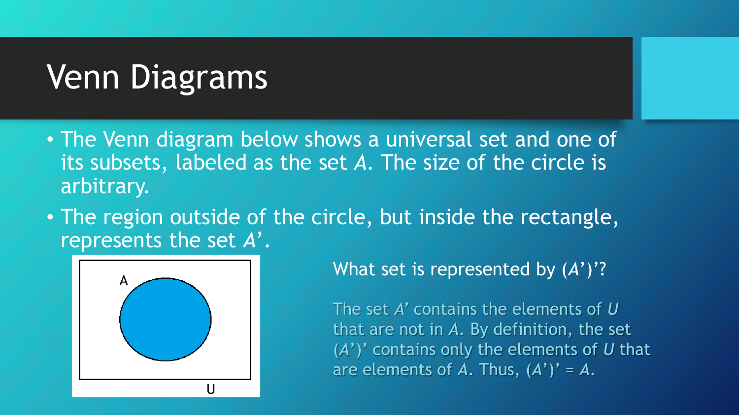# Venn Diagrams

- The Venn diagram below shows a universal set and one of its subsets, labeled as the set *A*. The size of the circle is arbitrary.
- The region outside of the circle, but inside the rectangle, represents the set *A*'.

What set is represented by (*A*')'?

The set *A*' contains the elements of *U* that are not in *A*. By definition, the set (*A*')' contains only the elements of *U* that are elements of *A*. Thus, (*A*')' = *A*.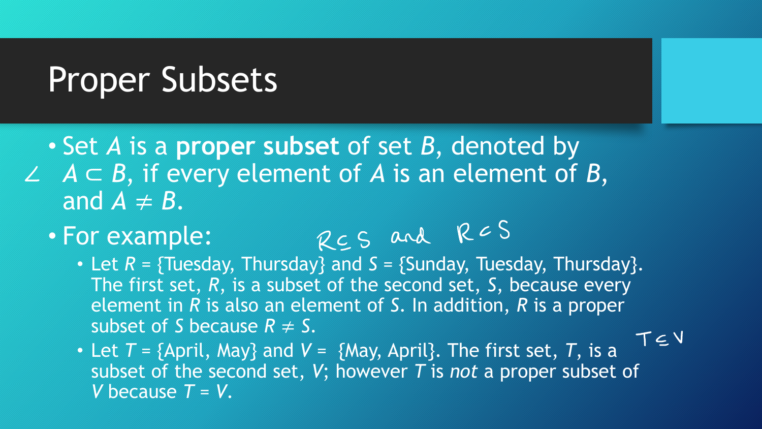# Proper Subsets

- Set $A$ is a **proper subset** of set $B$, denoted by $A \subset B$, if every element of $A$ is an element of $B$, and $A \neq B$.
- For example:
  - Let $R$ = {Tuesday, Thursday} and $S$ = {Sunday, Tuesday, Thursday}. The first set, $R$, is a subset of the second set, $S$, because every element in $R$ is also an element of $S$. In addition, $R$ is a proper subset of $S$ because $R \neq S$.
  - Let $T$ = {April, May} and $V$ = {May, April}. The first set, $T$, is a subset of the second set, $V$; however $T$ is *not* a proper subset of $V$ because $T = V$.

$R \subseteq S$ and $R \subset S$

$T \subseteq V$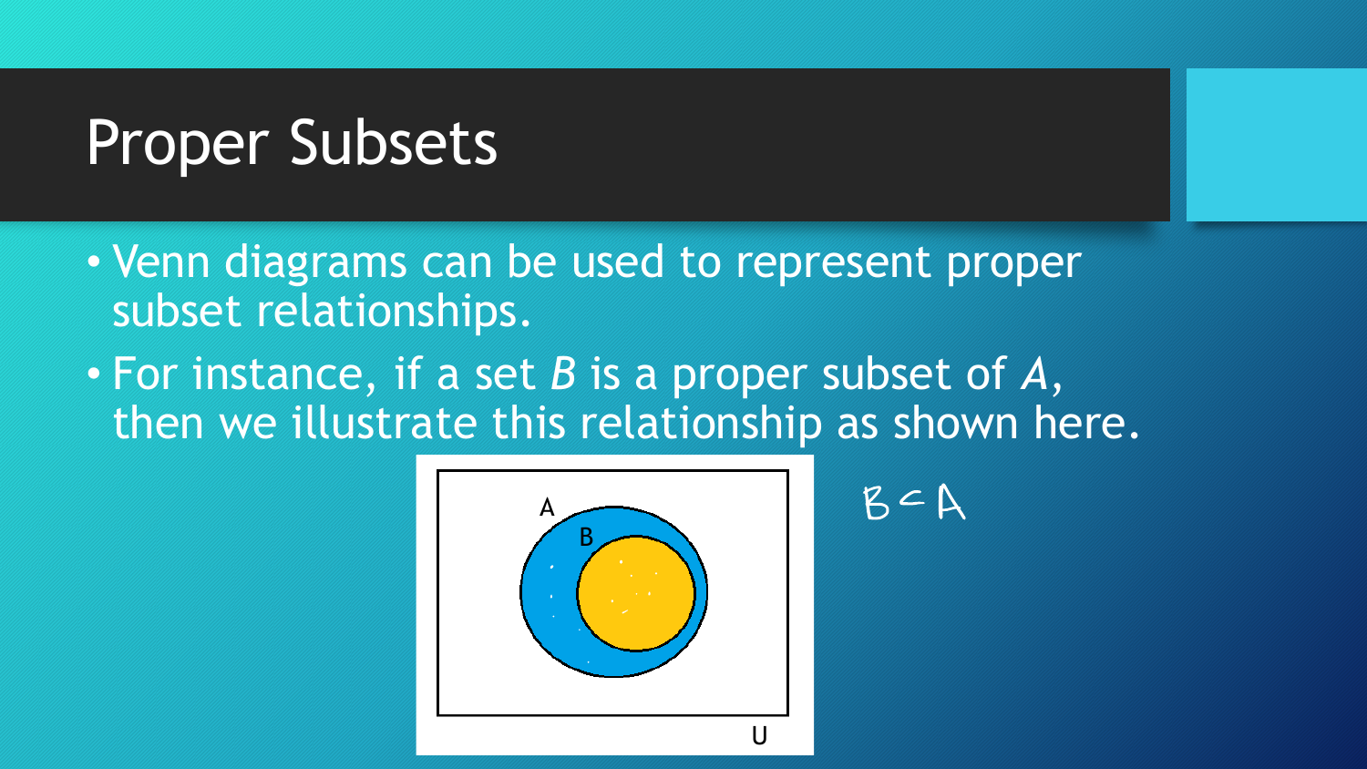# Proper Subsets

- Venn diagrams can be used to represent proper subset relationships.
- For instance, if a set *B* is a proper subset of *A*, then we illustrate this relationship as shown here.

$B \subset A$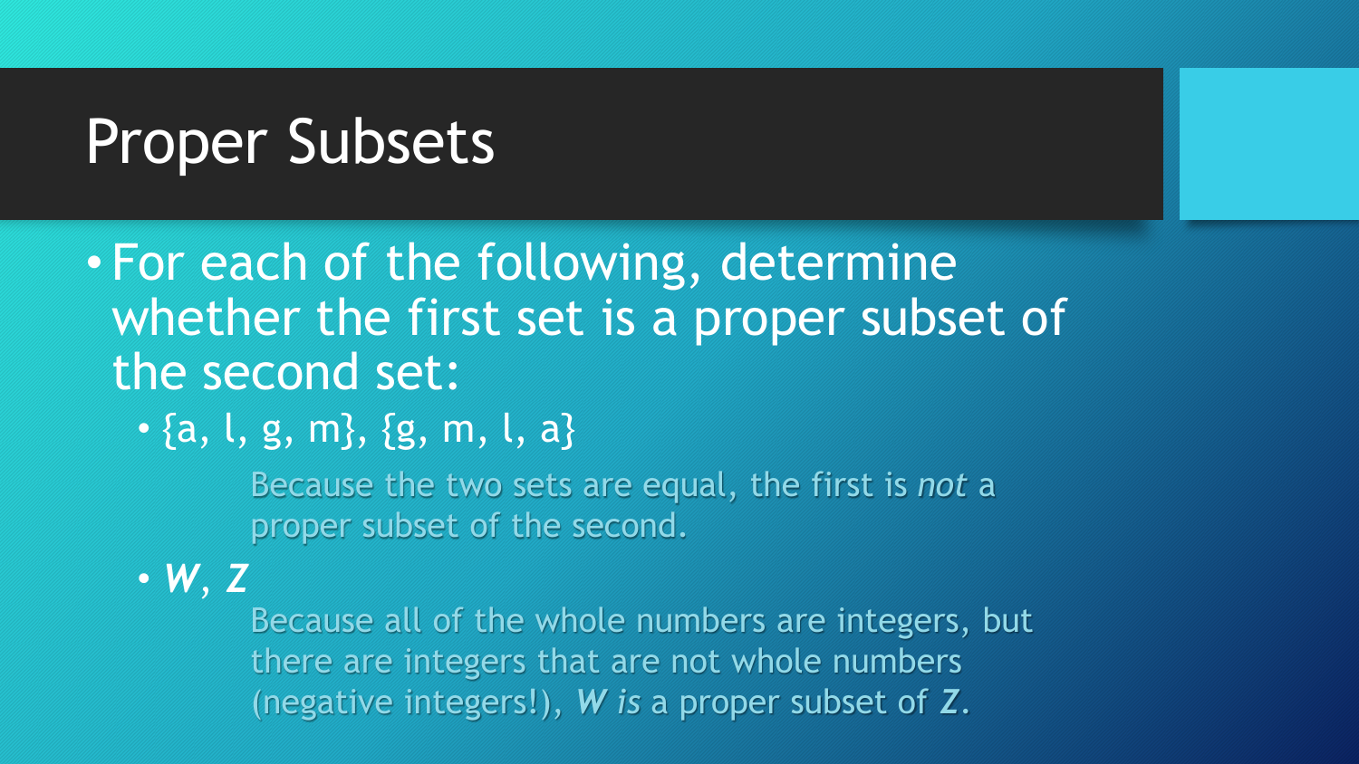# Proper Subsets

- For each of the following, determine whether the first set is a proper subset of the second set:
  - {a, l, g, m}, {g, m, l, a}

    Because the two sets are equal, the first is *not* a proper subset of the second.

  - ***W***, ***Z***

    Because all of the whole numbers are integers, but there are integers that are not whole numbers (negative integers!), ***W*** *is* a proper subset of ***Z***.